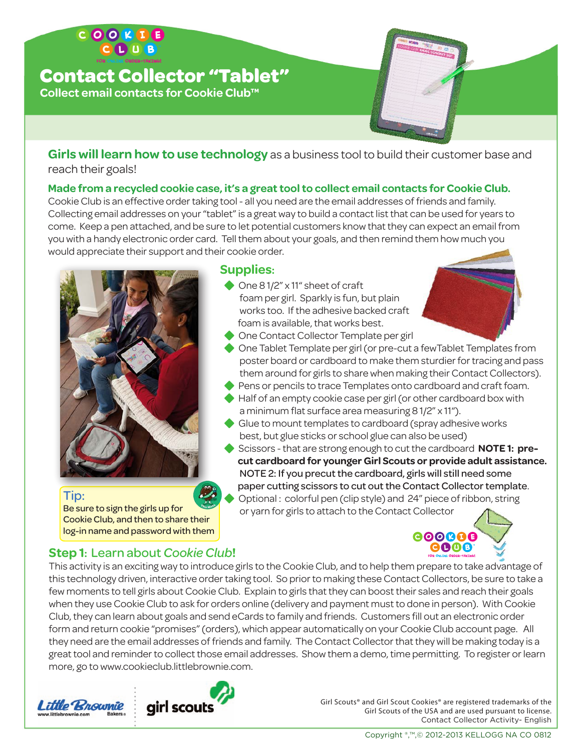COOKIE CLUB

FOR ONLINE ORDER-TAKING!

# Contact Collector "Tablet"

**Collect email contacts for Cookie Club™**

**Girls will learn how to use technology** as a business tool to build their customer base and reach their goals!

**Made from a recycled cookie case, it's a great tool to collect email contacts for Cookie Club.** Cookie Club is an effective order taking tool - all you need are the email addresses of friends and family. Collecting email addresses on your "tablet" is a great way to build a contact list that can be used for years to come. Keep a pen attached, and be sure to let potential customers know that they can expect an email from you with a handy electronic order card. Tell them about your goals, and then remind them how much you would appreciate their support and their cookie order.

> **Tip:**
> Be sure to sign the girls up for Cookie Club, and then to share their log-in name and password with them

## Supplies:

- One 8 1/2" x 11" sheet of craft foam per girl. Sparkly is fun, but plain works too. If the adhesive backed craft foam is available, that works best.
- One Contact Collector Template per girl
- One Tablet Template per girl (or pre-cut a few Tablet Templates from poster board or cardboard to make them sturdier for tracing and pass them around for girls to share when making their Contact Collectors).
- Pens or pencils to trace Templates onto cardboard and craft foam.
- Half of an empty cookie case per girl (or other cardboard box with a minimum flat surface area measuring 8 1/2" x 11").
- Glue to mount templates to cardboard (spray adhesive works best, but glue sticks or school glue can also be used)
- Scissors - that are strong enough to cut the cardboard **NOTE 1: pre-cut cardboard for younger Girl Scouts or provide adult assistance.** NOTE 2: If you precut the cardboard, girls will still need some paper cutting scissors to cut out the Contact Collector template.
- Optional : colorful pen (clip style) and 24" piece of ribbon, string or yarn for girls to attach to the Contact Collector

## Step 1: Learn about *Cookie Club*!

This activity is an exciting way to introduce girls to the Cookie Club, and to help them prepare to take advantage of this technology driven, interactive order taking tool. So prior to making these Contact Collectors, be sure to take a few moments to tell girls about Cookie Club. Explain to girls that they can boost their sales and reach their goals when they use Cookie Club to ask for orders online (delivery and payment must to done in person). With Cookie Club, they can learn about goals and send eCards to family and friends. Customers fill out an electronic order form and return cookie "promises" (orders), which appear automatically on your Cookie Club account page. All they need are the email addresses of friends and family. The Contact Collector that they will be making today is a great tool and reminder to collect those email addresses. Show them a demo, time permitting. To register or learn more, go to www.cookieclub.littlebrownie.com.

Little Brownie Bakers® www.littlebrownie.com | girl scouts

Girl Scouts® and Girl Scout Cookies® are registered trademarks of the Girl Scouts of the USA and are used pursuant to license.
Contact Collector Activity- English

Copyright ®,™,© 2012-2013 KELLOGG NA CO 0812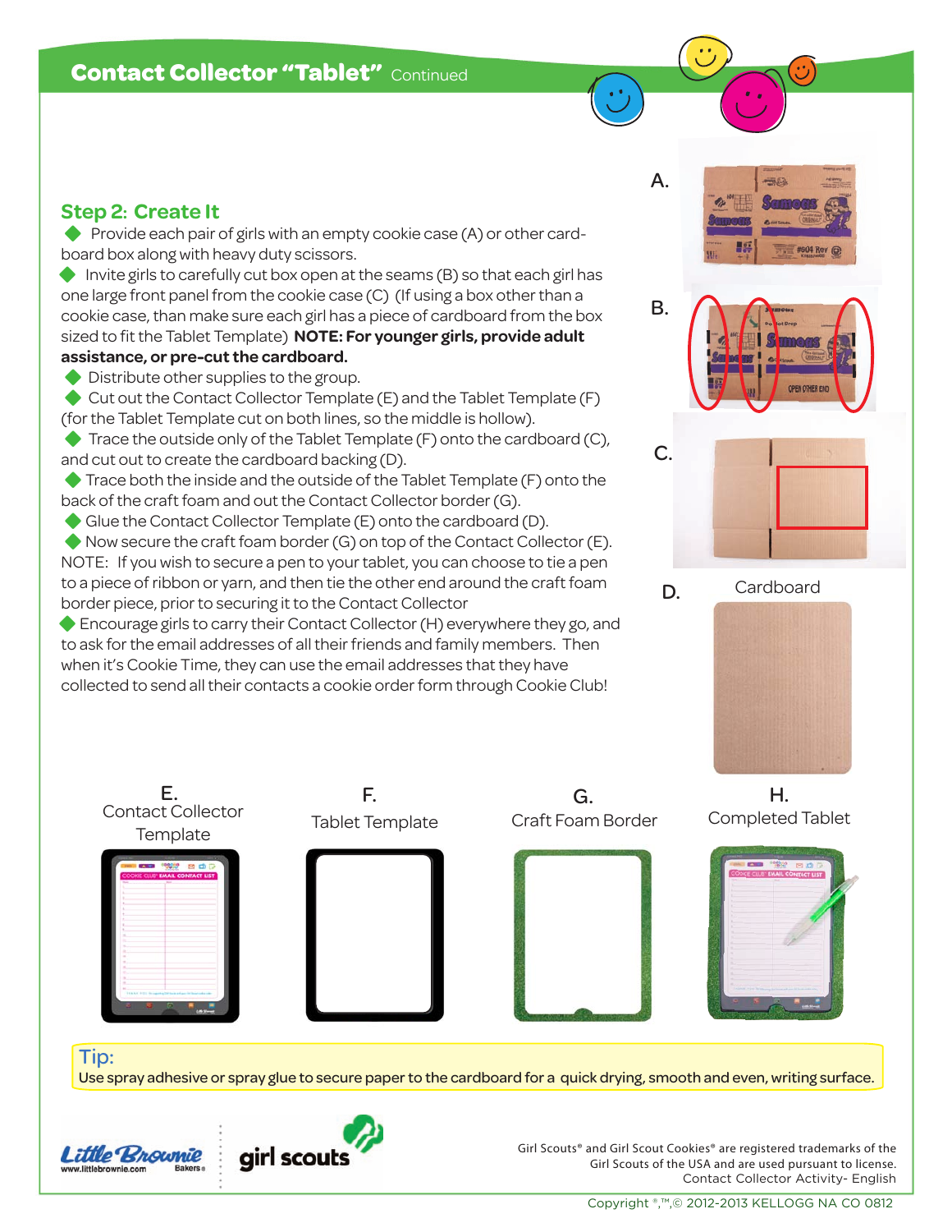## Contact Collector "Tablet" Continued

### Step 2: Create It

- Provide each pair of girls with an empty cookie case (A) or other cardboard box along with heavy duty scissors.
- Invite girls to carefully cut box open at the seams (B) so that each girl has one large front panel from the cookie case (C) (If using a box other than a cookie case, than make sure each girl has a piece of cardboard from the box sized to fit the Tablet Template) **NOTE: For younger girls, provide adult assistance, or pre-cut the cardboard.**
- Distribute other supplies to the group.
- Cut out the Contact Collector Template (E) and the Tablet Template (F) (for the Tablet Template cut on both lines, so the middle is hollow).
- Trace the outside only of the Tablet Template (F) onto the cardboard (C), and cut out to create the cardboard backing (D).
- Trace both the inside and the outside of the Tablet Template (F) onto the back of the craft foam and out the Contact Collector border (G).
- Glue the Contact Collector Template (E) onto the cardboard (D).
- Now secure the craft foam border (G) on top of the Contact Collector (E).

NOTE: If you wish to secure a pen to your tablet, you can choose to tie a pen to a piece of ribbon or yarn, and then tie the other end around the craft foam border piece, prior to securing it to the Contact Collector

- Encourage girls to carry their Contact Collector (H) everywhere they go, and to ask for the email addresses of all their friends and family members. Then when it's Cookie Time, they can use the email addresses that they have collected to send all their contacts a cookie order form through Cookie Club!

A.

B.

C.

D. Cardboard

E. Contact Collector Template

F. Tablet Template

G. Craft Foam Border

H. Completed Tablet

**Tip:**
Use spray adhesive or spray glue to secure paper to the cardboard for a quick drying, smooth and even, writing surface.

Little Brownie Bakers www.littlebrownie.com | girl scouts

Girl Scouts® and Girl Scout Cookies® are registered trademarks of the Girl Scouts of the USA and are used pursuant to license.
Contact Collector Activity- English

Copyright ®,™,© 2012-2013 KELLOGG NA CO 0812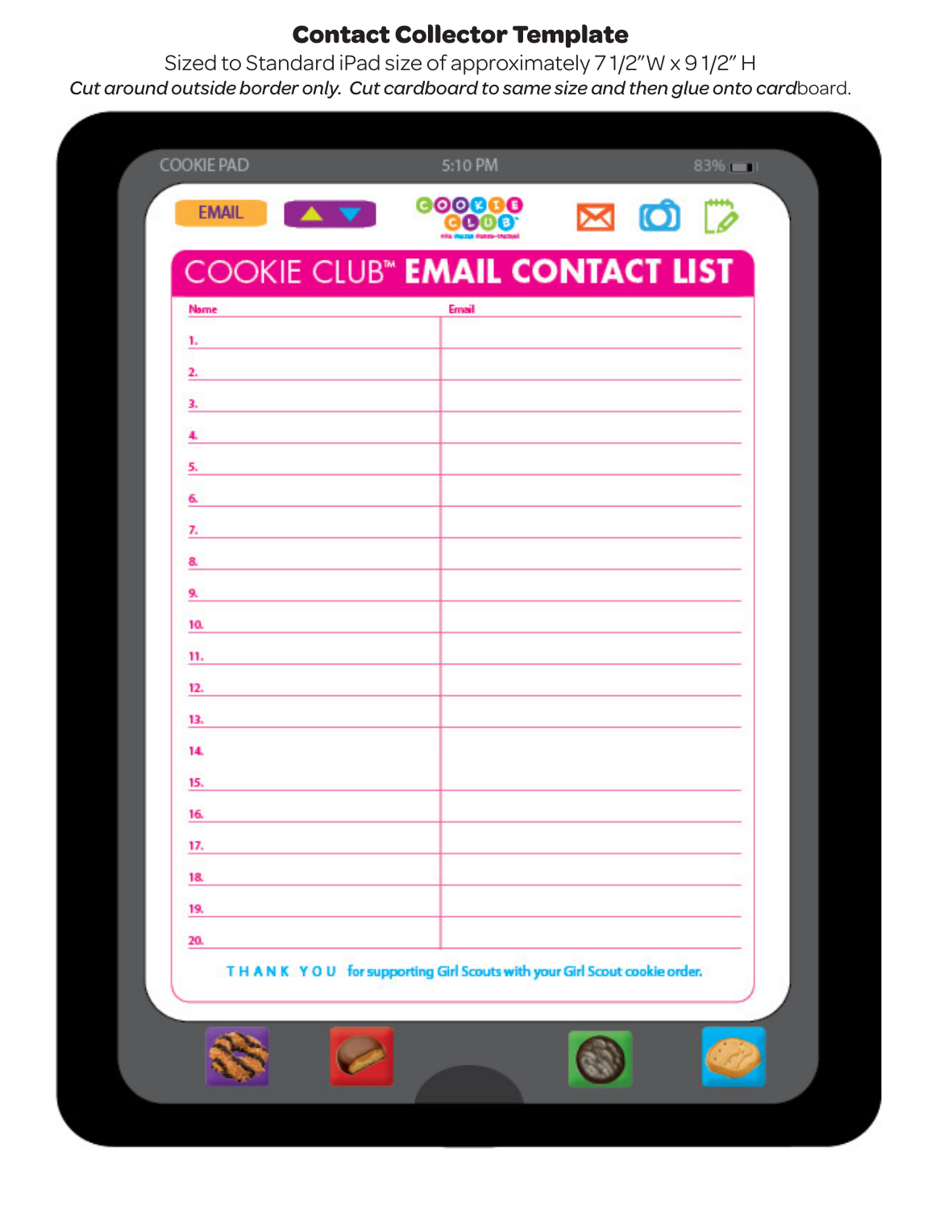# Contact Collector Template

Sized to Standard iPad size of approximately 7 1/2"W x 9 1/2" H

*Cut around outside border only. Cut cardboard to same size and then glue onto card*board.

COOKIE PAD 5:10 PM 83%

EMAIL

## COOKIE CLUB™ EMAIL CONTACT LIST

| Name | Email |
|---|---|
| 1. | |
| 2. | |
| 3. | |
| 4. | |
| 5. | |
| 6. | |
| 7. | |
| 8. | |
| 9. | |
| 10. | |
| 11. | |
| 12. | |
| 13. | |
| 14. | |
| 15. | |
| 16. | |
| 17. | |
| 18. | |
| 19. | |
| 20. | |

THANK YOU for supporting Girl Scouts with your Girl Scout cookie order.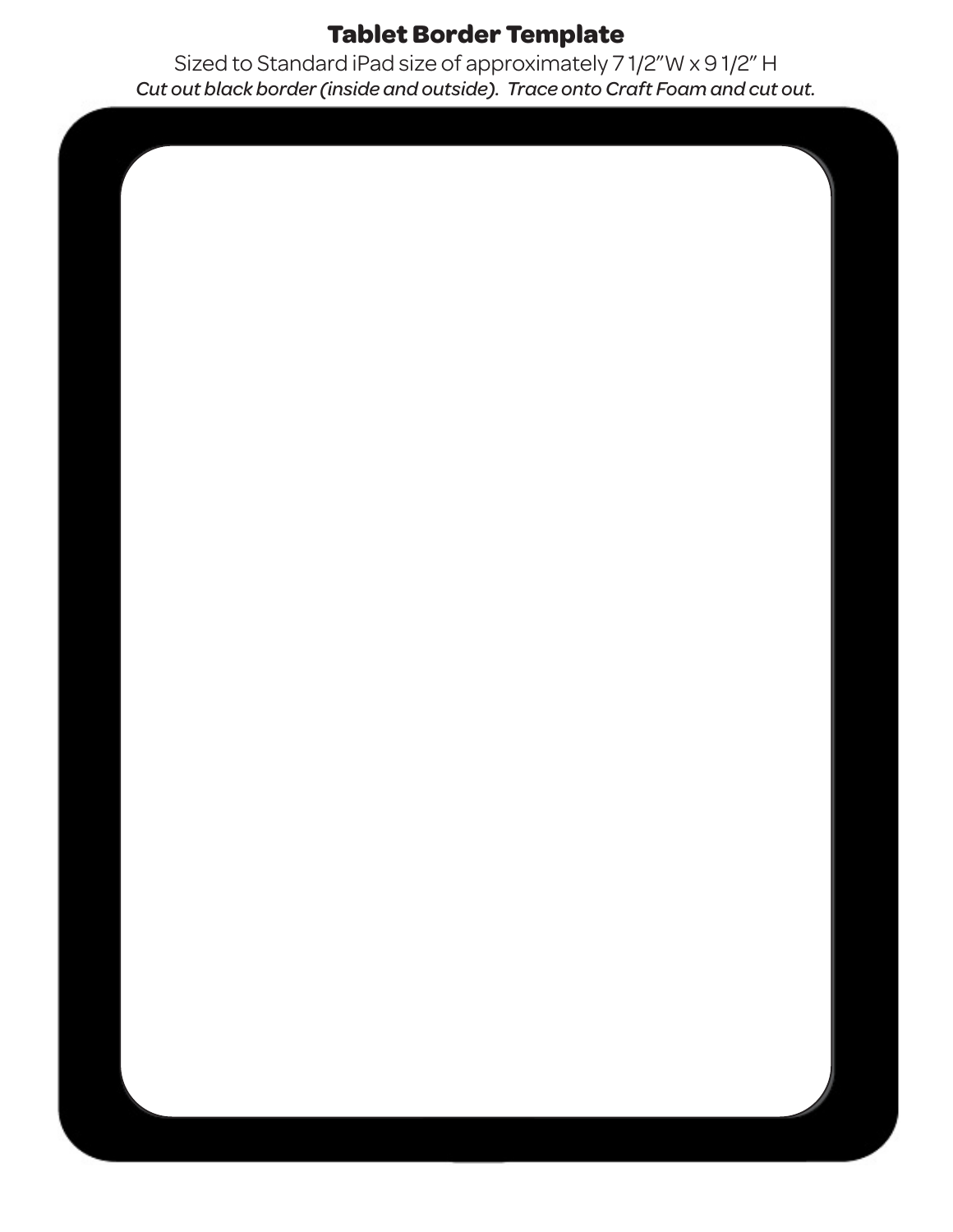# Tablet Border Template

Sized to Standard iPad size of approximately 7 1/2" W x 9 1/2" H

*Cut out black border (inside and outside). Trace onto Craft Foam and cut out.*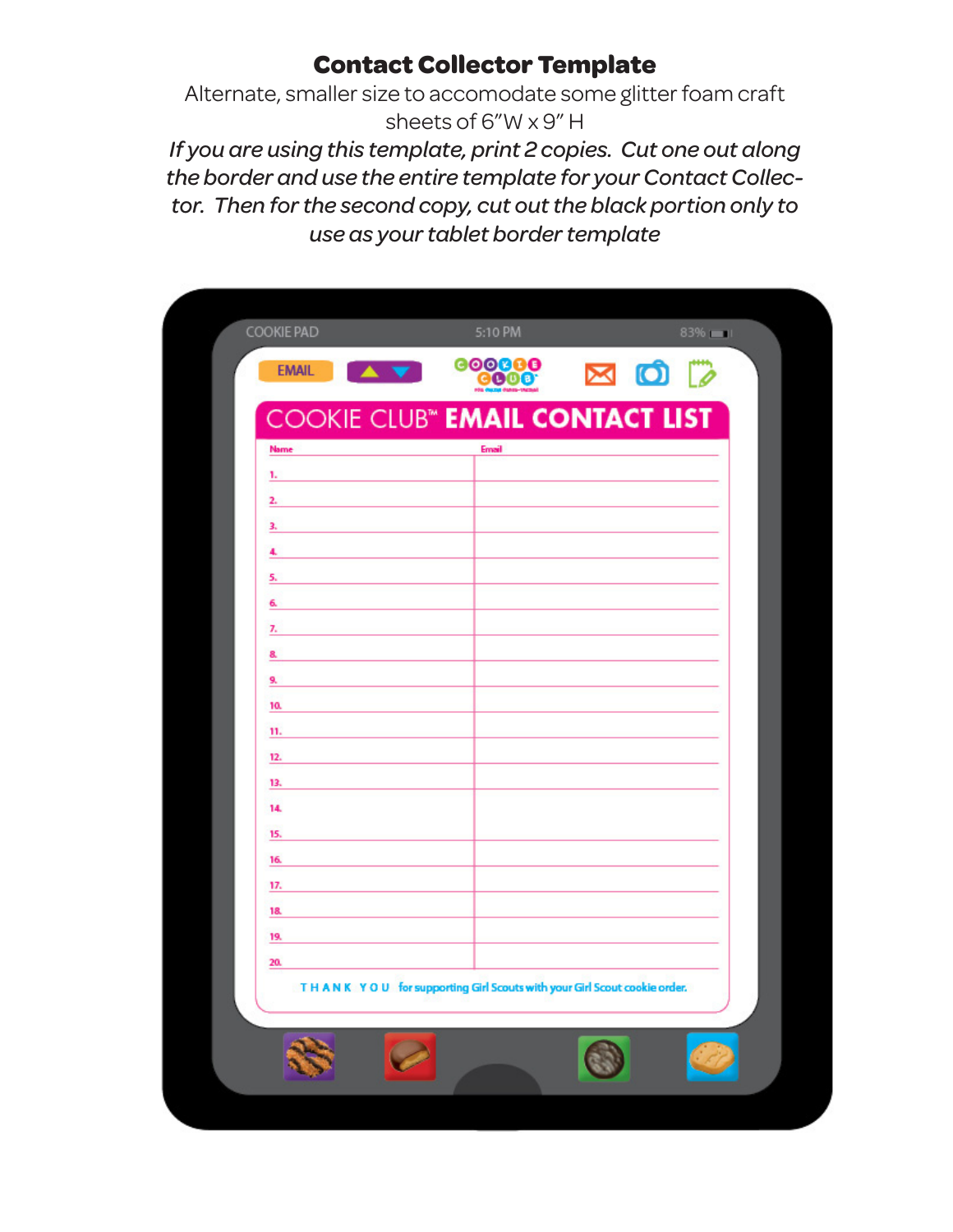# Contact Collector Template

Alternate, smaller size to accomodate some glitter foam craft sheets of 6"W x 9" H

*If you are using this template, print 2 copies. Cut one out along the border and use the entire template for your Contact Collector. Then for the second copy, cut out the black portion only to use as your tablet border template*

COOKIE PAD 5:10 PM 83%

EMAIL

COOKIE CLUB

## COOKIE CLUB™ EMAIL CONTACT LIST

| Name | Email |
|---|---|
| 1. | |
| 2. | |
| 3. | |
| 4. | |
| 5. | |
| 6. | |
| 7. | |
| 8. | |
| 9. | |
| 10. | |
| 11. | |
| 12. | |
| 13. | |
| 14. | |
| 15. | |
| 16. | |
| 17. | |
| 18. | |
| 19. | |
| 20. | |

THANK YOU for supporting Girl Scouts with your Girl Scout cookie order.